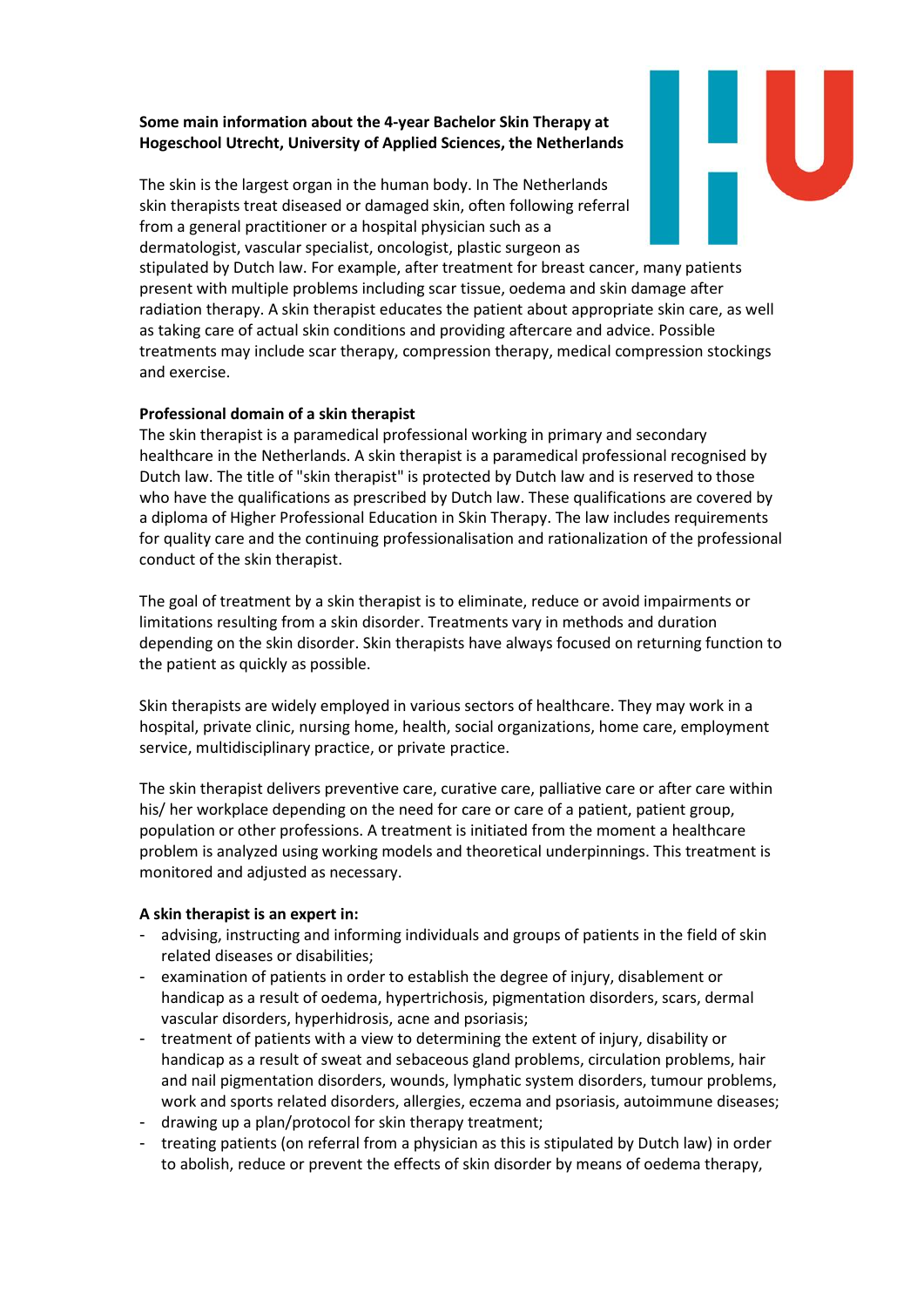**Some main information about the 4-year Bachelor Skin Therapy at Hogeschool Utrecht, University of Applied Sciences, the Netherlands**

The skin is the largest organ in the human body. In The Netherlands skin therapists treat diseased or damaged skin, often following referral from a general practitioner or a hospital physician such as a dermatologist, vascular specialist, oncologist, plastic surgeon as stipulated by Dutch law. For example, after treatment for breast cancer, many patients present with multiple problems including scar tissue, oedema and skin damage after radiation therapy. A skin therapist educates the patient about appropriate skin care, as well as taking care of actual skin conditions and providing aftercare and advice. Possible treatments may include scar therapy, compression therapy, medical compression stockings and exercise.

**Professional domain of a skin therapist**

The skin therapist is a paramedical professional working in primary and secondary healthcare in the Netherlands. A skin therapist is a paramedical professional recognised by Dutch law. The title of "skin therapist" is protected by Dutch law and is reserved to those who have the qualifications as prescribed by Dutch law. These qualifications are covered by a diploma of Higher Professional Education in Skin Therapy. The law includes requirements for quality care and the continuing professionalisation and rationalization of the professional conduct of the skin therapist.

The goal of treatment by a skin therapist is to eliminate, reduce or avoid impairments or limitations resulting from a skin disorder. Treatments vary in methods and duration depending on the skin disorder. Skin therapists have always focused on returning function to the patient as quickly as possible.

Skin therapists are widely employed in various sectors of healthcare. They may work in a hospital, private clinic, nursing home, health, social organizations, home care, employment service, multidisciplinary practice, or private practice.

The skin therapist delivers preventive care, curative care, palliative care or after care within his/ her workplace depending on the need for care or care of a patient, patient group, population or other professions. A treatment is initiated from the moment a healthcare problem is analyzed using working models and theoretical underpinnings. This treatment is monitored and adjusted as necessary.

**A skin therapist is an expert in:**

- advising, instructing and informing individuals and groups of patients in the field of skin related diseases or disabilities;
- examination of patients in order to establish the degree of injury, disablement or handicap as a result of oedema, hypertrichosis, pigmentation disorders, scars, dermal vascular disorders, hyperhidrosis, acne and psoriasis;
- treatment of patients with a view to determining the extent of injury, disability or handicap as a result of sweat and sebaceous gland problems, circulation problems, hair and nail pigmentation disorders, wounds, lymphatic system disorders, tumour problems, work and sports related disorders, allergies, eczema and psoriasis, autoimmune diseases;
- drawing up a plan/protocol for skin therapy treatment;
- treating patients (on referral from a physician as this is stipulated by Dutch law) in order to abolish, reduce or prevent the effects of skin disorder by means of oedema therapy,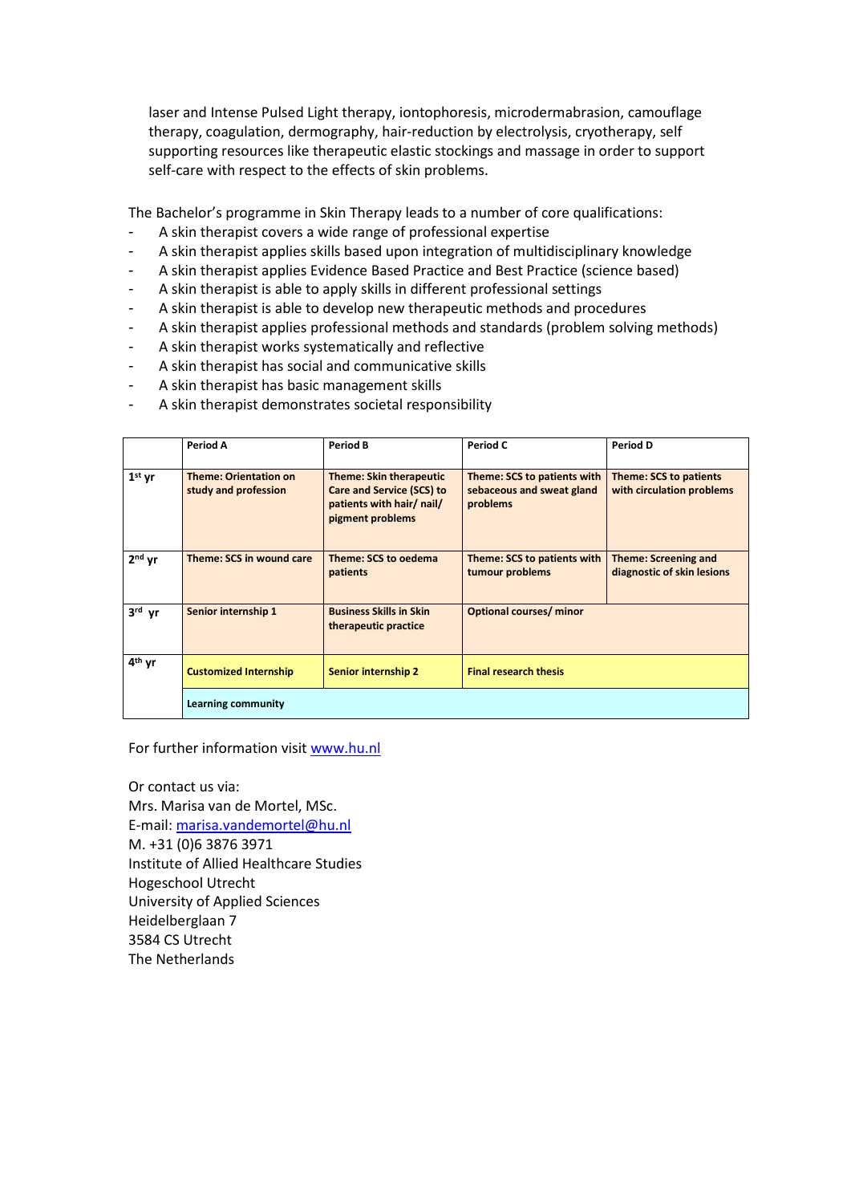laser and Intense Pulsed Light therapy, iontophoresis, microdermabrasion, camouflage therapy, coagulation, dermography, hair-reduction by electrolysis, cryotherapy, self supporting resources like therapeutic elastic stockings and massage in order to support self-care with respect to the effects of skin problems.

The Bachelor's programme in Skin Therapy leads to a number of core qualifications:

- A skin therapist covers a wide range of professional expertise
- A skin therapist applies skills based upon integration of multidisciplinary knowledge
- A skin therapist applies Evidence Based Practice and Best Practice (science based)
- A skin therapist is able to apply skills in different professional settings
- A skin therapist is able to develop new therapeutic methods and procedures
- A skin therapist applies professional methods and standards (problem solving methods)
- A skin therapist works systematically and reflective
- A skin therapist has social and communicative skills
- A skin therapist has basic management skills
- A skin therapist demonstrates societal responsibility

| | **Period A** | **Period B** | **Period C** | **Period D** |
|---|---|---|---|---|
| **1st yr** | **Theme: Orientation on study and profession** | **Theme: Skin therapeutic Care and Service (SCS) to patients with hair/ nail/ pigment problems** | **Theme: SCS to patients with sebaceous and sweat gland problems** | **Theme: SCS to patients with circulation problems** |
| **2nd yr** | **Theme: SCS in wound care** | **Theme: SCS to oedema patients** | **Theme: SCS to patients with tumour problems** | **Theme: Screening and diagnostic of skin lesions** |
| **3rd yr** | **Senior internship 1** | **Business Skills in Skin therapeutic practice** | **Optional courses/ minor** | |
| **4th yr** | **Customized Internship** | **Senior internship 2** | **Final research thesis** | |
| | **Learning community** | | | |

For further information visit [www.hu.nl](http://www.hu.nl)

Or contact us via:
Mrs. Marisa van de Mortel, MSc.
E-mail: [marisa.vandemortel@hu.nl](mailto:marisa.vandemortel@hu.nl)
M. +31 (0)6 3876 3971
Institute of Allied Healthcare Studies
Hogeschool Utrecht
University of Applied Sciences
Heidelberglaan 7
3584 CS Utrecht
The Netherlands